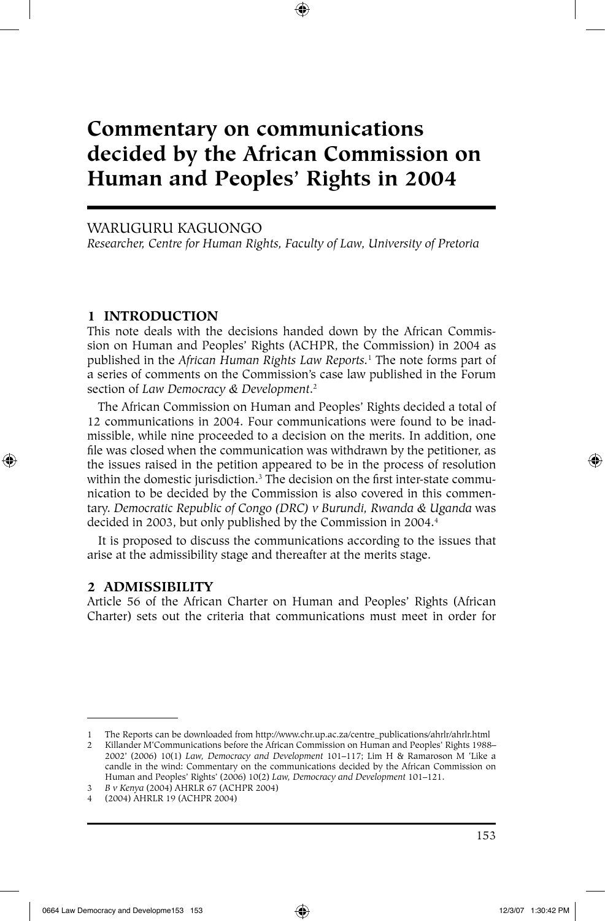# Commentary on communications decided by the African Commission on Human and Peoples' Rights in 2004

WARUGURU KAGUONGO

*Researcher, Centre for Human Rights, Faculty of Law, University of Pretoria*

## 1 INTRODUCTION

This note deals with the decisions handed down by the African Commission on Human and Peoples' Rights (ACHPR, the Commission) in 2004 as published in the *African Human Rights Law Reports*.[1] The note forms part of a series of comments on the Commission's case law published in the Forum section of *Law Democracy & Development*.[2]

The African Commission on Human and Peoples' Rights decided a total of 12 communications in 2004. Four communications were found to be inadmissible, while nine proceeded to a decision on the merits. In addition, one file was closed when the communication was withdrawn by the petitioner, as the issues raised in the petition appeared to be in the process of resolution within the domestic jurisdiction.[3] The decision on the first inter-state communication to be decided by the Commission is also covered in this commentary. *Democratic Republic of Congo (DRC) v Burundi, Rwanda & Uganda* was decided in 2003, but only published by the Commission in 2004.[4]

It is proposed to discuss the communications according to the issues that arise at the admissibility stage and thereafter at the merits stage.

## 2 ADMISSIBILITY

Article 56 of the African Charter on Human and Peoples' Rights (African Charter) sets out the criteria that communications must meet in order for

---

1 The Reports can be downloaded from http://www.chr.up.ac.za/centre_publications/ahrlr/ahrlr.html

2 Killander M'Communications before the African Commission on Human and Peoples' Rights 1988–2002' (2006) 10(1) *Law, Democracy and Development* 101–117; Lim H & Ramaroson M 'Like a candle in the wind: Commentary on the communications decided by the African Commission on Human and Peoples' Rights' (2006) 10(2) *Law, Democracy and Development* 101–121.

3 *B v Kenya* (2004) AHRLR 67 (ACHPR 2004)

4 (2004) AHRLR 19 (ACHPR 2004)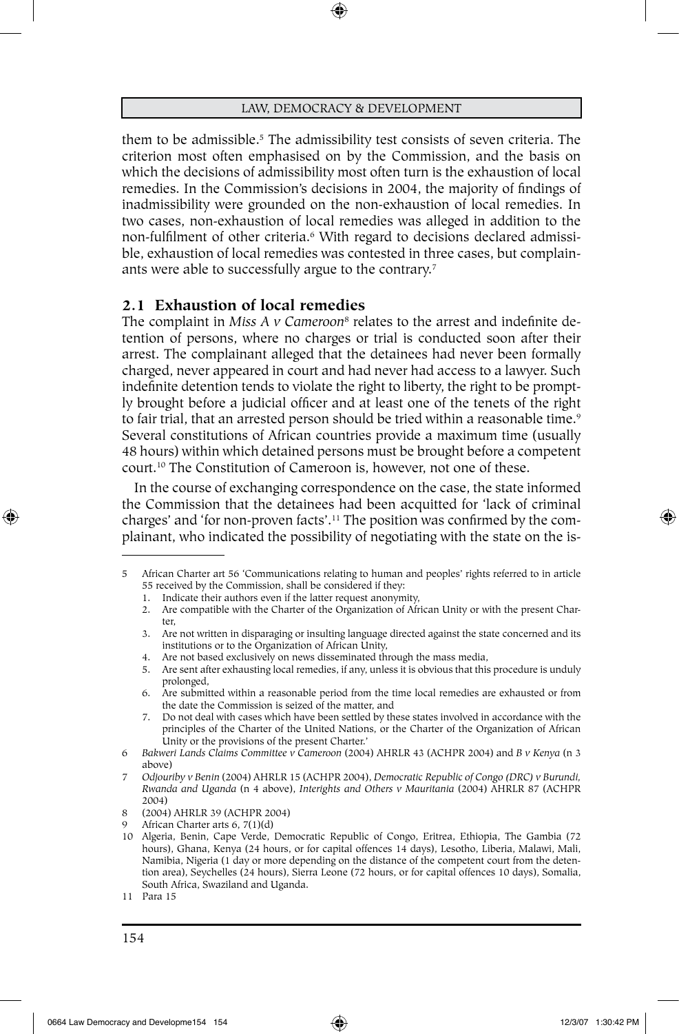them to be admissible.[5] The admissibility test consists of seven criteria. The criterion most often emphasised on by the Commission, and the basis on which the decisions of admissibility most often turn is the exhaustion of local remedies. In the Commission's decisions in 2004, the majority of findings of inadmissibility were grounded on the non-exhaustion of local remedies. In two cases, non-exhaustion of local remedies was alleged in addition to the non-fulfilment of other criteria.[6] With regard to decisions declared admissible, exhaustion of local remedies was contested in three cases, but complainants were able to successfully argue to the contrary.[7]

## 2.1 Exhaustion of local remedies

The complaint in *Miss A v Cameroon*[8] relates to the arrest and indefinite detention of persons, where no charges or trial is conducted soon after their arrest. The complainant alleged that the detainees had never been formally charged, never appeared in court and had never had access to a lawyer. Such indefinite detention tends to violate the right to liberty, the right to be promptly brought before a judicial officer and at least one of the tenets of the right to fair trial, that an arrested person should be tried within a reasonable time.[9] Several constitutions of African countries provide a maximum time (usually 48 hours) within which detained persons must be brought before a competent court.[10] The Constitution of Cameroon is, however, not one of these.

In the course of exchanging correspondence on the case, the state informed the Commission that the detainees had been acquitted for 'lack of criminal charges' and 'for non-proven facts'.[11] The position was confirmed by the complainant, who indicated the possibility of negotiating with the state on the is-

---

5 African Charter art 56 'Communications relating to human and peoples' rights referred to in article 55 received by the Commission, shall be considered if they:
1. Indicate their authors even if the latter request anonymity,
2. Are compatible with the Charter of the Organization of African Unity or with the present Charter,
3. Are not written in disparaging or insulting language directed against the state concerned and its institutions or to the Organization of African Unity,
4. Are not based exclusively on news disseminated through the mass media,
5. Are sent after exhausting local remedies, if any, unless it is obvious that this procedure is unduly prolonged,
6. Are submitted within a reasonable period from the time local remedies are exhausted or from the date the Commission is seized of the matter, and
7. Do not deal with cases which have been settled by these states involved in accordance with the principles of the Charter of the United Nations, or the Charter of the Organization of African Unity or the provisions of the present Charter.'

6 *Bakweri Lands Claims Committee v Cameroon* (2004) AHRLR 43 (ACHPR 2004) and *B v Kenya* (n 3 above)

7 *Odjouriby v Benin* (2004) AHRLR 15 (ACHPR 2004), *Democratic Republic of Congo (DRC) v Burundi, Rwanda and Uganda* (n 4 above), *Interights and Others v Mauritania* (2004) AHRLR 87 (ACHPR 2004)

8 (2004) AHRLR 39 (ACHPR 2004)

9 African Charter arts 6, 7(1)(d)

10 Algeria, Benin, Cape Verde, Democratic Republic of Congo, Eritrea, Ethiopia, The Gambia (72 hours), Ghana, Kenya (24 hours, or for capital offences 14 days), Lesotho, Liberia, Malawi, Mali, Namibia, Nigeria (1 day or more depending on the distance of the competent court from the detention area), Seychelles (24 hours), Sierra Leone (72 hours, or for capital offences 10 days), Somalia, South Africa, Swaziland and Uganda.

11 Para 15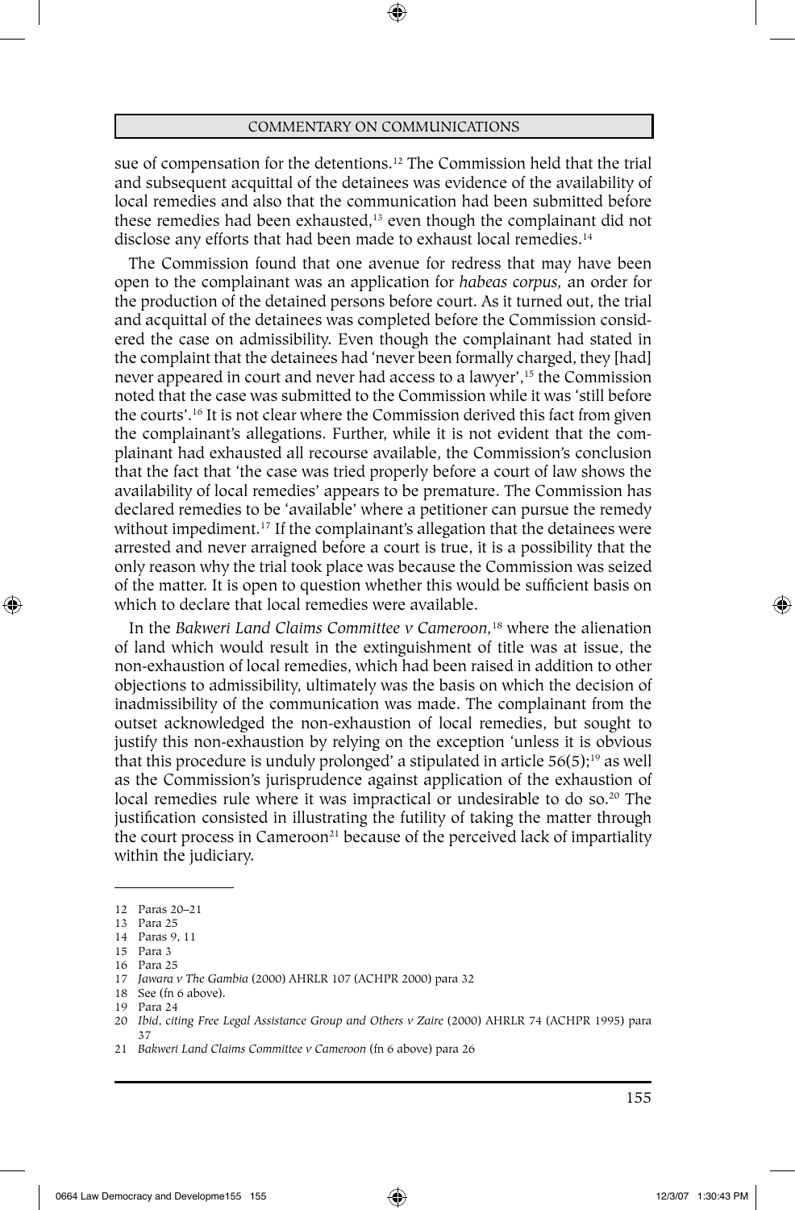sue of compensation for the detentions.[12] The Commission held that the trial and subsequent acquittal of the detainees was evidence of the availability of local remedies and also that the communication had been submitted before these remedies had been exhausted,[13] even though the complainant did not disclose any efforts that had been made to exhaust local remedies.[14]

The Commission found that one avenue for redress that may have been open to the complainant was an application for *habeas corpus,* an order for the production of the detained persons before court. As it turned out, the trial and acquittal of the detainees was completed before the Commission considered the case on admissibility. Even though the complainant had stated in the complaint that the detainees had 'never been formally charged, they [had] never appeared in court and never had access to a lawyer',[15] the Commission noted that the case was submitted to the Commission while it was 'still before the courts'.[16] It is not clear where the Commission derived this fact from given the complainant's allegations. Further, while it is not evident that the complainant had exhausted all recourse available, the Commission's conclusion that the fact that 'the case was tried properly before a court of law shows the availability of local remedies' appears to be premature. The Commission has declared remedies to be 'available' where a petitioner can pursue the remedy without impediment.[17] If the complainant's allegation that the detainees were arrested and never arraigned before a court is true, it is a possibility that the only reason why the trial took place was because the Commission was seized of the matter. It is open to question whether this would be sufficient basis on which to declare that local remedies were available.

In the *Bakweri Land Claims Committee v Cameroon,*[18] where the alienation of land which would result in the extinguishment of title was at issue, the non-exhaustion of local remedies, which had been raised in addition to other objections to admissibility, ultimately was the basis on which the decision of inadmissibility of the communication was made. The complainant from the outset acknowledged the non-exhaustion of local remedies, but sought to justify this non-exhaustion by relying on the exception 'unless it is obvious that this procedure is unduly prolonged' a stipulated in article 56(5);[19] as well as the Commission's jurisprudence against application of the exhaustion of local remedies rule where it was impractical or undesirable to do so.[20] The justification consisted in illustrating the futility of taking the matter through the court process in Cameroon[21] because of the perceived lack of impartiality within the judiciary.

---

12 Paras 20–21

13 Para 25

14 Paras 9, 11

15 Para 3

16 Para 25

17 *Jawara v The Gambia* (2000) AHRLR 107 (ACHPR 2000) para 32

18 See (fn 6 above).

19 Para 24

20 *Ibid, citing Free Legal Assistance Group and Others v Zaire* (2000) AHRLR 74 (ACHPR 1995) para 37

21 *Bakweri Land Claims Committee v Cameroon* (fn 6 above) para 26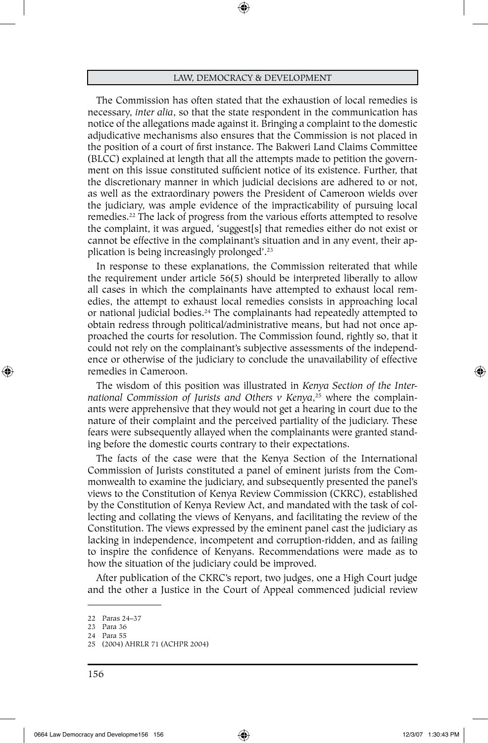The Commission has often stated that the exhaustion of local remedies is necessary, *inter alia*, so that the state respondent in the communication has notice of the allegations made against it. Bringing a complaint to the domestic adjudicative mechanisms also ensures that the Commission is not placed in the position of a court of first instance. The Bakweri Land Claims Committee (BLCC) explained at length that all the attempts made to petition the government on this issue constituted sufficient notice of its existence. Further, that the discretionary manner in which judicial decisions are adhered to or not, as well as the extraordinary powers the President of Cameroon wields over the judiciary, was ample evidence of the impracticability of pursuing local remedies.[22] The lack of progress from the various efforts attempted to resolve the complaint, it was argued, 'suggest[s] that remedies either do not exist or cannot be effective in the complainant's situation and in any event, their application is being increasingly prolonged'.[23]

In response to these explanations, the Commission reiterated that while the requirement under article 56(5) should be interpreted liberally to allow all cases in which the complainants have attempted to exhaust local remedies, the attempt to exhaust local remedies consists in approaching local or national judicial bodies.[24] The complainants had repeatedly attempted to obtain redress through political/administrative means, but had not once approached the courts for resolution. The Commission found, rightly so, that it could not rely on the complainant's subjective assessments of the independence or otherwise of the judiciary to conclude the unavailability of effective remedies in Cameroon.

The wisdom of this position was illustrated in *Kenya Section of the International Commission of Jurists and Others v Kenya*,[25] where the complainants were apprehensive that they would not get a hearing in court due to the nature of their complaint and the perceived partiality of the judiciary. These fears were subsequently allayed when the complainants were granted standing before the domestic courts contrary to their expectations.

The facts of the case were that the Kenya Section of the International Commission of Jurists constituted a panel of eminent jurists from the Commonwealth to examine the judiciary, and subsequently presented the panel's views to the Constitution of Kenya Review Commission (CKRC), established by the Constitution of Kenya Review Act, and mandated with the task of collecting and collating the views of Kenyans, and facilitating the review of the Constitution. The views expressed by the eminent panel cast the judiciary as lacking in independence, incompetent and corruption-ridden, and as failing to inspire the confidence of Kenyans. Recommendations were made as to how the situation of the judiciary could be improved.

After publication of the CKRC's report, two judges, one a High Court judge and the other a Justice in the Court of Appeal commenced judicial review

---

22 Paras 24–37

23 Para 36

24 Para 55

25 (2004) AHRLR 71 (ACHPR 2004)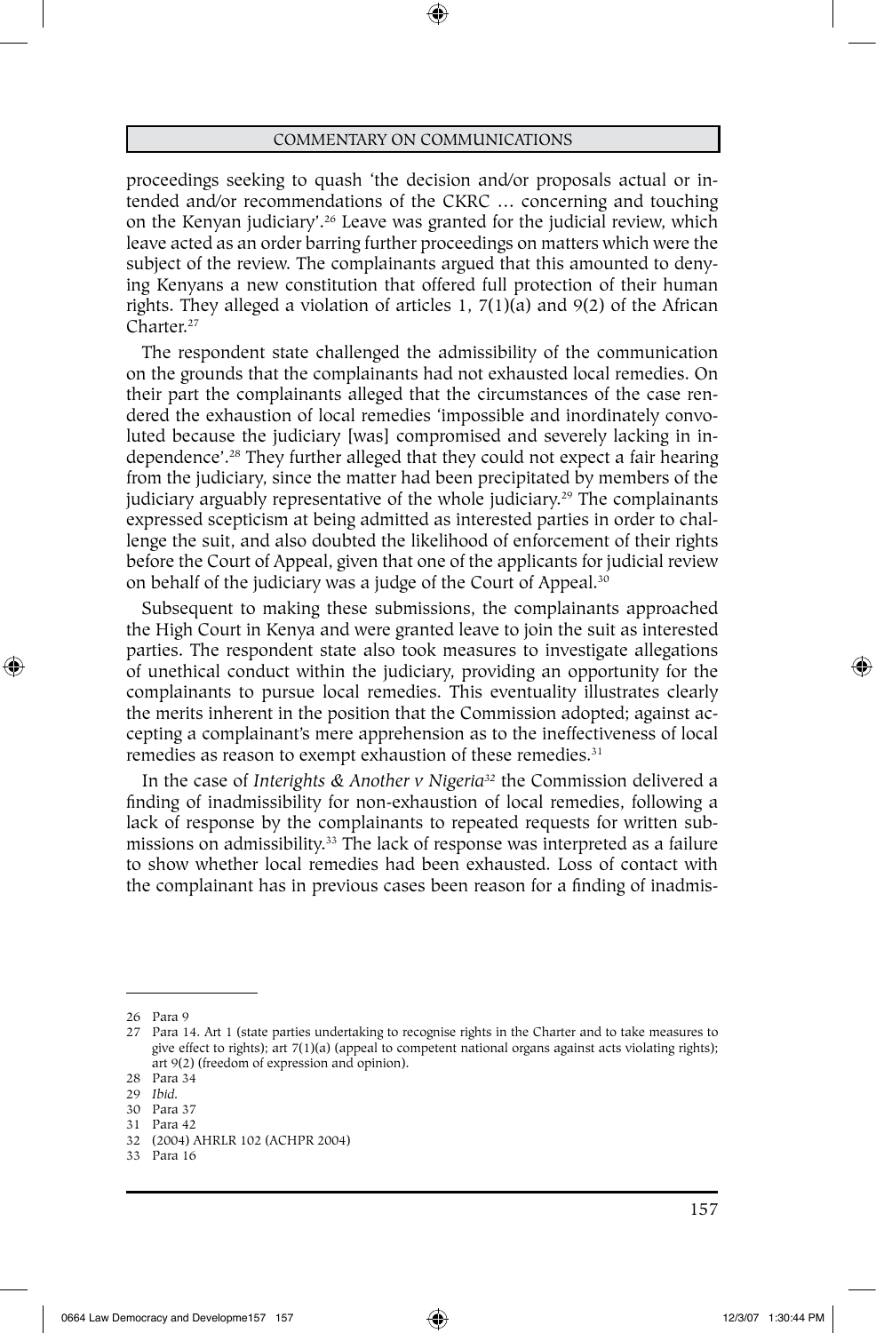proceedings seeking to quash 'the decision and/or proposals actual or intended and/or recommendations of the CKRC … concerning and touching on the Kenyan judiciary'.[26] Leave was granted for the judicial review, which leave acted as an order barring further proceedings on matters which were the subject of the review. The complainants argued that this amounted to denying Kenyans a new constitution that offered full protection of their human rights. They alleged a violation of articles 1, 7(1)(a) and 9(2) of the African Charter.[27]

The respondent state challenged the admissibility of the communication on the grounds that the complainants had not exhausted local remedies. On their part the complainants alleged that the circumstances of the case rendered the exhaustion of local remedies 'impossible and inordinately convoluted because the judiciary [was] compromised and severely lacking in independence'.[28] They further alleged that they could not expect a fair hearing from the judiciary, since the matter had been precipitated by members of the judiciary arguably representative of the whole judiciary.[29] The complainants expressed scepticism at being admitted as interested parties in order to challenge the suit, and also doubted the likelihood of enforcement of their rights before the Court of Appeal, given that one of the applicants for judicial review on behalf of the judiciary was a judge of the Court of Appeal.[30]

Subsequent to making these submissions, the complainants approached the High Court in Kenya and were granted leave to join the suit as interested parties. The respondent state also took measures to investigate allegations of unethical conduct within the judiciary, providing an opportunity for the complainants to pursue local remedies. This eventuality illustrates clearly the merits inherent in the position that the Commission adopted; against accepting a complainant's mere apprehension as to the ineffectiveness of local remedies as reason to exempt exhaustion of these remedies.[31]

In the case of *Interights & Another v Nigeria*[32] the Commission delivered a finding of inadmissibility for non-exhaustion of local remedies, following a lack of response by the complainants to repeated requests for written submissions on admissibility.[33] The lack of response was interpreted as a failure to show whether local remedies had been exhausted. Loss of contact with the complainant has in previous cases been reason for a finding of inadmis-

---

26 Para 9

27 Para 14. Art 1 (state parties undertaking to recognise rights in the Charter and to take measures to give effect to rights); art 7(1)(a) (appeal to competent national organs against acts violating rights); art 9(2) (freedom of expression and opinion).

28 Para 34

29 *Ibid.*

30 Para 37

31 Para 42

32 (2004) AHRLR 102 (ACHPR 2004)

33 Para 16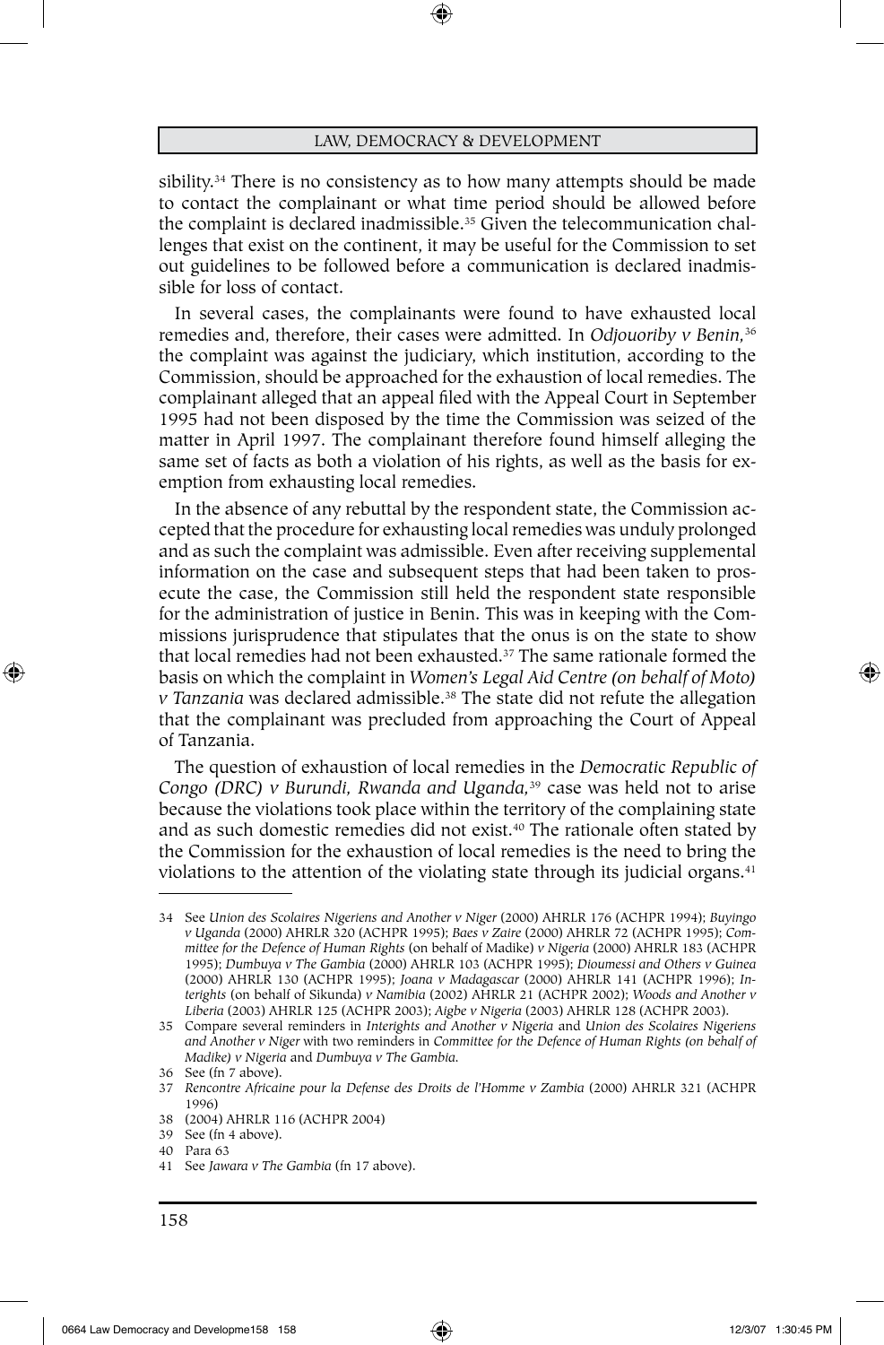sibility.[34] There is no consistency as to how many attempts should be made to contact the complainant or what time period should be allowed before the complaint is declared inadmissible.[35] Given the telecommunication challenges that exist on the continent, it may be useful for the Commission to set out guidelines to be followed before a communication is declared inadmissible for loss of contact.

In several cases, the complainants were found to have exhausted local remedies and, therefore, their cases were admitted. In *Odjouoriby v Benin,*[36] the complaint was against the judiciary, which institution, according to the Commission, should be approached for the exhaustion of local remedies. The complainant alleged that an appeal filed with the Appeal Court in September 1995 had not been disposed by the time the Commission was seized of the matter in April 1997. The complainant therefore found himself alleging the same set of facts as both a violation of his rights, as well as the basis for exemption from exhausting local remedies.

In the absence of any rebuttal by the respondent state, the Commission accepted that the procedure for exhausting local remedies was unduly prolonged and as such the complaint was admissible. Even after receiving supplemental information on the case and subsequent steps that had been taken to prosecute the case, the Commission still held the respondent state responsible for the administration of justice in Benin. This was in keeping with the Commissions jurisprudence that stipulates that the onus is on the state to show that local remedies had not been exhausted.[37] The same rationale formed the basis on which the complaint in *Women's Legal Aid Centre (on behalf of Moto) v Tanzania* was declared admissible.[38] The state did not refute the allegation that the complainant was precluded from approaching the Court of Appeal of Tanzania.

The question of exhaustion of local remedies in the *Democratic Republic of Congo (DRC) v Burundi, Rwanda and Uganda,*[39] case was held not to arise because the violations took place within the territory of the complaining state and as such domestic remedies did not exist.[40] The rationale often stated by the Commission for the exhaustion of local remedies is the need to bring the violations to the attention of the violating state through its judicial organs.[41]

---

34 See *Union des Scolaires Nigeriens and Another v Niger* (2000) AHRLR 176 (ACHPR 1994); *Buyingo v Uganda* (2000) AHRLR 320 (ACHPR 1995); *Baes v Zaire* (2000) AHRLR 72 (ACHPR 1995); *Committee for the Defence of Human Rights* (on behalf of Madike) *v Nigeria* (2000) AHRLR 183 (ACHPR 1995); *Dumbuya v The Gambia* (2000) AHRLR 103 (ACHPR 1995); *Dioumessi and Others v Guinea* (2000) AHRLR 130 (ACHPR 1995); *Joana v Madagascar* (2000) AHRLR 141 (ACHPR 1996); *Interights* (on behalf of Sikunda) *v Namibia* (2002) AHRLR 21 (ACHPR 2002); *Woods and Another v Liberia* (2003) AHRLR 125 (ACHPR 2003); *Aigbe v Nigeria* (2003) AHRLR 128 (ACHPR 2003).

35 Compare several reminders in *Interights and Another v Nigeria* and *Union des Scolaires Nigeriens and Another v Niger* with two reminders in *Committee for the Defence of Human Rights (on behalf of Madike) v Nigeria* and *Dumbuya v The Gambia.*

36 See (fn 7 above).

37 *Rencontre Africaine pour la Defense des Droits de l'Homme v Zambia* (2000) AHRLR 321 (ACHPR 1996)

38 (2004) AHRLR 116 (ACHPR 2004)

39 See (fn 4 above).

40 Para 63

41 See *Jawara v The Gambia* (fn 17 above).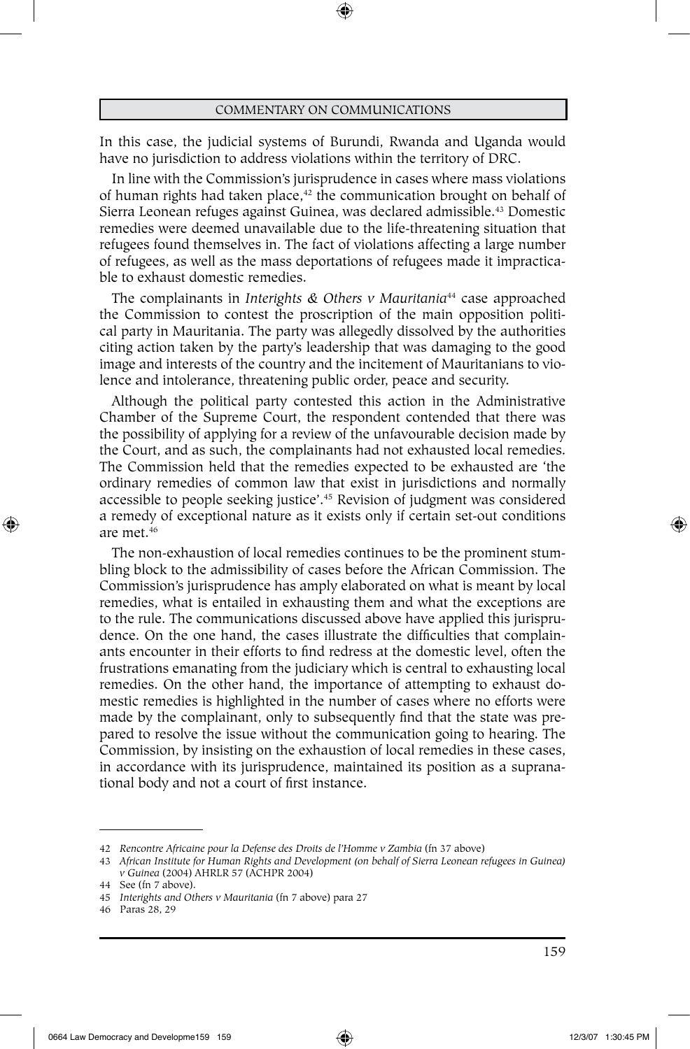In this case, the judicial systems of Burundi, Rwanda and Uganda would have no jurisdiction to address violations within the territory of DRC.

In line with the Commission's jurisprudence in cases where mass violations of human rights had taken place,[42] the communication brought on behalf of Sierra Leonean refuges against Guinea, was declared admissible.[43] Domestic remedies were deemed unavailable due to the life-threatening situation that refugees found themselves in. The fact of violations affecting a large number of refugees, as well as the mass deportations of refugees made it impracticable to exhaust domestic remedies.

The complainants in *Interights & Others v Mauritania*[44] case approached the Commission to contest the proscription of the main opposition political party in Mauritania. The party was allegedly dissolved by the authorities citing action taken by the party's leadership that was damaging to the good image and interests of the country and the incitement of Mauritanians to violence and intolerance, threatening public order, peace and security.

Although the political party contested this action in the Administrative Chamber of the Supreme Court, the respondent contended that there was the possibility of applying for a review of the unfavourable decision made by the Court, and as such, the complainants had not exhausted local remedies. The Commission held that the remedies expected to be exhausted are 'the ordinary remedies of common law that exist in jurisdictions and normally accessible to people seeking justice'.[45] Revision of judgment was considered a remedy of exceptional nature as it exists only if certain set-out conditions are met.[46]

The non-exhaustion of local remedies continues to be the prominent stumbling block to the admissibility of cases before the African Commission. The Commission's jurisprudence has amply elaborated on what is meant by local remedies, what is entailed in exhausting them and what the exceptions are to the rule. The communications discussed above have applied this jurisprudence. On the one hand, the cases illustrate the difficulties that complainants encounter in their efforts to find redress at the domestic level, often the frustrations emanating from the judiciary which is central to exhausting local remedies. On the other hand, the importance of attempting to exhaust domestic remedies is highlighted in the number of cases where no efforts were made by the complainant, only to subsequently find that the state was prepared to resolve the issue without the communication going to hearing. The Commission, by insisting on the exhaustion of local remedies in these cases, in accordance with its jurisprudence, maintained its position as a supranational body and not a court of first instance.

---

42 *Rencontre Africaine pour la Defense des Droits de l'Homme v Zambia* (fn 37 above)

43 *African Institute for Human Rights and Development (on behalf of Sierra Leonean refugees in Guinea) v Guinea* (2004) AHRLR 57 (ACHPR 2004)

44 See (fn 7 above).

45 *Interights and Others v Mauritania* (fn 7 above) para 27

46 Paras 28, 29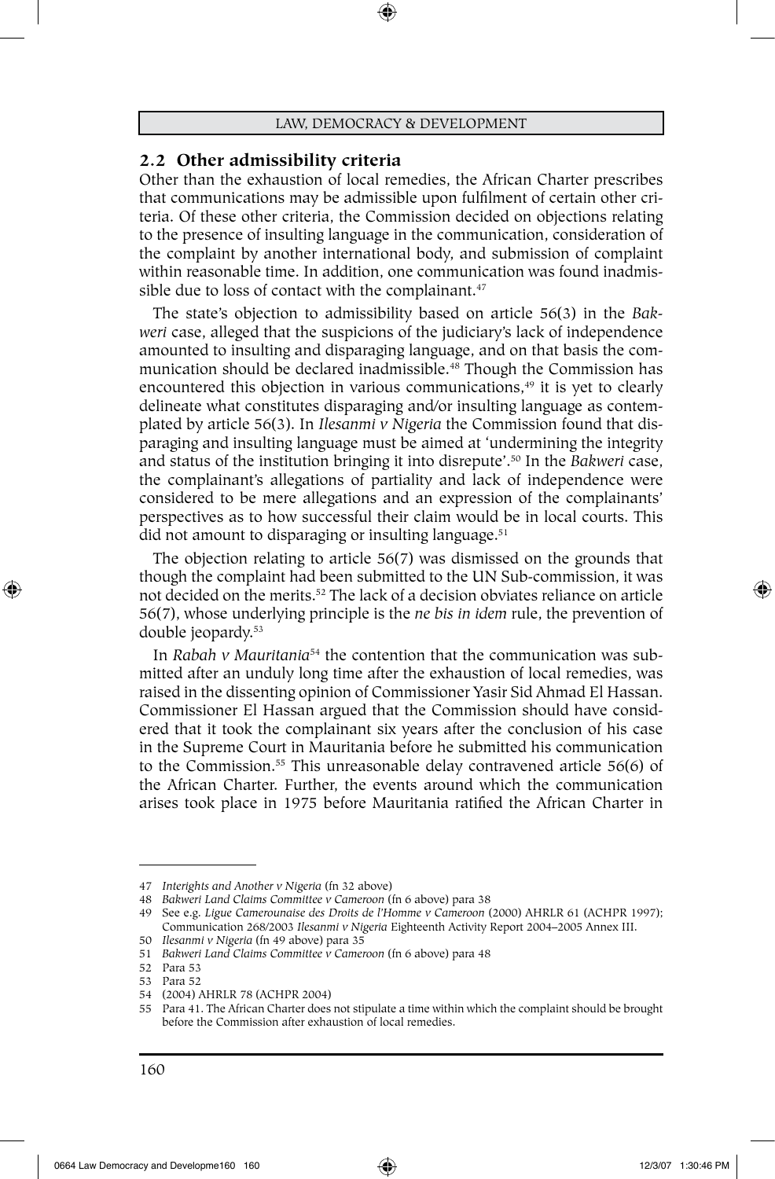## 2.2 Other admissibility criteria

Other than the exhaustion of local remedies, the African Charter prescribes that communications may be admissible upon fulfilment of certain other criteria. Of these other criteria, the Commission decided on objections relating to the presence of insulting language in the communication, consideration of the complaint by another international body, and submission of complaint within reasonable time. In addition, one communication was found inadmissible due to loss of contact with the complainant.[47]

The state's objection to admissibility based on article 56(3) in the *Bakweri* case, alleged that the suspicions of the judiciary's lack of independence amounted to insulting and disparaging language, and on that basis the communication should be declared inadmissible.[48] Though the Commission has encountered this objection in various communications,[49] it is yet to clearly delineate what constitutes disparaging and/or insulting language as contemplated by article 56(3). In *Ilesanmi v Nigeria* the Commission found that disparaging and insulting language must be aimed at 'undermining the integrity and status of the institution bringing it into disrepute'.[50] In the *Bakweri* case, the complainant's allegations of partiality and lack of independence were considered to be mere allegations and an expression of the complainants' perspectives as to how successful their claim would be in local courts. This did not amount to disparaging or insulting language.[51]

The objection relating to article 56(7) was dismissed on the grounds that though the complaint had been submitted to the UN Sub-commission, it was not decided on the merits.[52] The lack of a decision obviates reliance on article 56(7), whose underlying principle is the *ne bis in idem* rule, the prevention of double jeopardy.[53]

In *Rabah v Mauritania*[54] the contention that the communication was submitted after an unduly long time after the exhaustion of local remedies, was raised in the dissenting opinion of Commissioner Yasir Sid Ahmad El Hassan. Commissioner El Hassan argued that the Commission should have considered that it took the complainant six years after the conclusion of his case in the Supreme Court in Mauritania before he submitted his communication to the Commission.[55] This unreasonable delay contravened article 56(6) of the African Charter. Further, the events around which the communication arises took place in 1975 before Mauritania ratified the African Charter in

---

47 *Interights and Another v Nigeria* (fn 32 above)

48 *Bakweri Land Claims Committee v Cameroon* (fn 6 above) para 38

49 See e.g. *Ligue Camerounaise des Droits de l'Homme v Cameroon* (2000) AHRLR 61 (ACHPR 1997); Communication 268/2003 *Ilesanmi v Nigeria* Eighteenth Activity Report 2004–2005 Annex III.

50 *Ilesanmi v Nigeria* (fn 49 above) para 35

51 *Bakweri Land Claims Committee v Cameroon* (fn 6 above) para 48

52 Para 53

53 Para 52

54 (2004) AHRLR 78 (ACHPR 2004)

55 Para 41. The African Charter does not stipulate a time within which the complaint should be brought before the Commission after exhaustion of local remedies.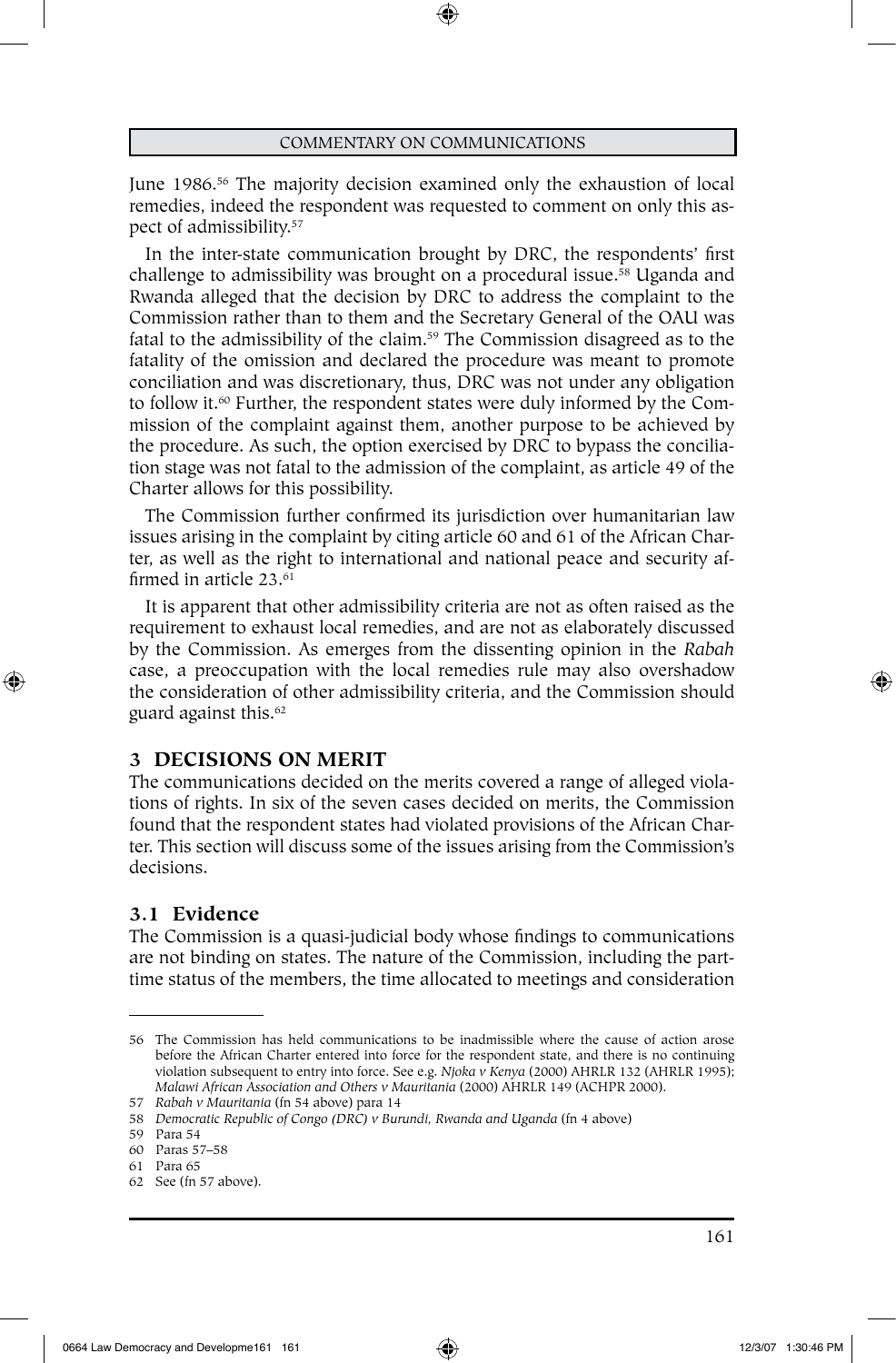June 1986.[56] The majority decision examined only the exhaustion of local remedies, indeed the respondent was requested to comment on only this aspect of admissibility.[57]

In the inter-state communication brought by DRC, the respondents' first challenge to admissibility was brought on a procedural issue.[58] Uganda and Rwanda alleged that the decision by DRC to address the complaint to the Commission rather than to them and the Secretary General of the OAU was fatal to the admissibility of the claim.[59] The Commission disagreed as to the fatality of the omission and declared the procedure was meant to promote conciliation and was discretionary, thus, DRC was not under any obligation to follow it.[60] Further, the respondent states were duly informed by the Commission of the complaint against them, another purpose to be achieved by the procedure. As such, the option exercised by DRC to bypass the conciliation stage was not fatal to the admission of the complaint, as article 49 of the Charter allows for this possibility.

The Commission further confirmed its jurisdiction over humanitarian law issues arising in the complaint by citing article 60 and 61 of the African Charter, as well as the right to international and national peace and security affirmed in article 23.[61]

It is apparent that other admissibility criteria are not as often raised as the requirement to exhaust local remedies, and are not as elaborately discussed by the Commission. As emerges from the dissenting opinion in the *Rabah* case, a preoccupation with the local remedies rule may also overshadow the consideration of other admissibility criteria, and the Commission should guard against this.[62]

## 3 DECISIONS ON MERIT

The communications decided on the merits covered a range of alleged violations of rights. In six of the seven cases decided on merits, the Commission found that the respondent states had violated provisions of the African Charter. This section will discuss some of the issues arising from the Commission's decisions.

### 3.1 Evidence

The Commission is a quasi-judicial body whose findings to communications are not binding on states. The nature of the Commission, including the part-time status of the members, the time allocated to meetings and consideration

---

56 The Commission has held communications to be inadmissible where the cause of action arose before the African Charter entered into force for the respondent state, and there is no continuing violation subsequent to entry into force. See e.g. *Njoka v Kenya* (2000) AHRLR 132 (AHRLR 1995); *Malawi African Association and Others v Mauritania* (2000) AHRLR 149 (ACHPR 2000).

57 *Rabah v Mauritania* (fn 54 above) para 14

58 *Democratic Republic of Congo (DRC) v Burundi, Rwanda and Uganda* (fn 4 above)

59 Para 54

60 Paras 57–58

61 Para 65

62 See (fn 57 above).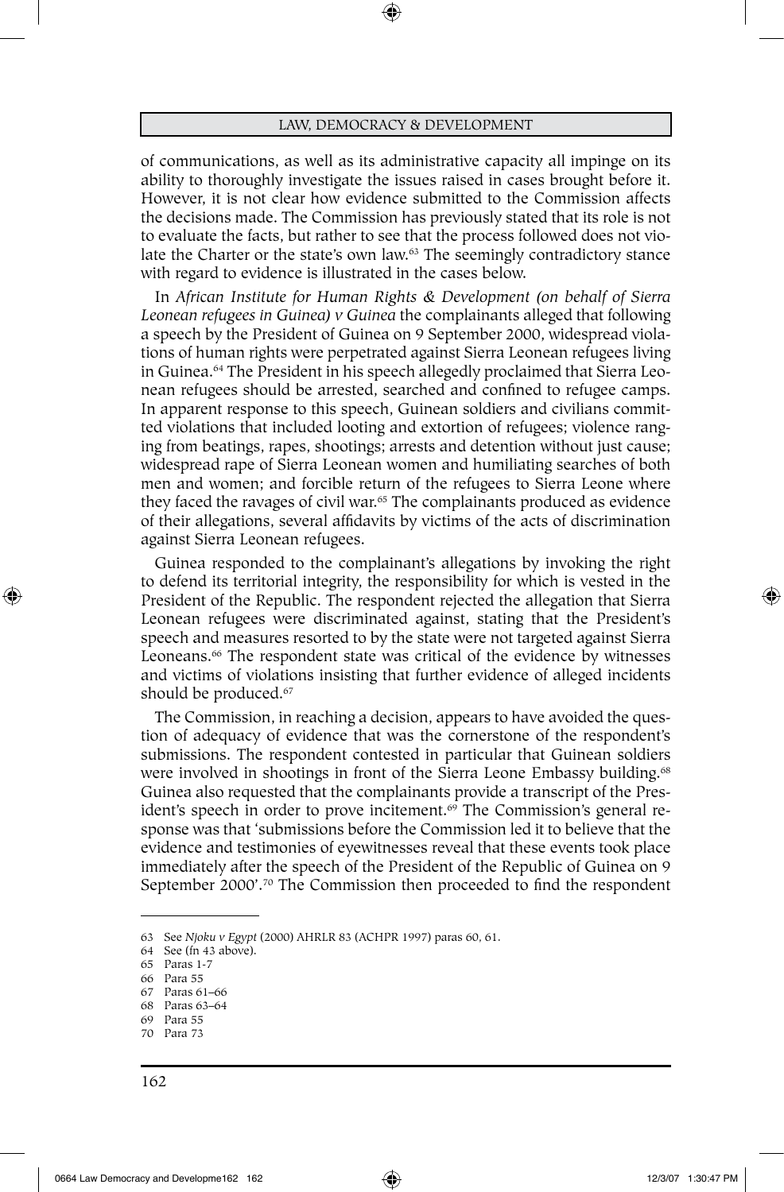of communications, as well as its administrative capacity all impinge on its ability to thoroughly investigate the issues raised in cases brought before it. However, it is not clear how evidence submitted to the Commission affects the decisions made. The Commission has previously stated that its role is not to evaluate the facts, but rather to see that the process followed does not violate the Charter or the state's own law.[63] The seemingly contradictory stance with regard to evidence is illustrated in the cases below.

In *African Institute for Human Rights & Development (on behalf of Sierra Leonean refugees in Guinea) v Guinea* the complainants alleged that following a speech by the President of Guinea on 9 September 2000, widespread violations of human rights were perpetrated against Sierra Leonean refugees living in Guinea.[64] The President in his speech allegedly proclaimed that Sierra Leonean refugees should be arrested, searched and confined to refugee camps. In apparent response to this speech, Guinean soldiers and civilians committed violations that included looting and extortion of refugees; violence ranging from beatings, rapes, shootings; arrests and detention without just cause; widespread rape of Sierra Leonean women and humiliating searches of both men and women; and forcible return of the refugees to Sierra Leone where they faced the ravages of civil war.[65] The complainants produced as evidence of their allegations, several affidavits by victims of the acts of discrimination against Sierra Leonean refugees.

Guinea responded to the complainant's allegations by invoking the right to defend its territorial integrity, the responsibility for which is vested in the President of the Republic. The respondent rejected the allegation that Sierra Leonean refugees were discriminated against, stating that the President's speech and measures resorted to by the state were not targeted against Sierra Leoneans.[66] The respondent state was critical of the evidence by witnesses and victims of violations insisting that further evidence of alleged incidents should be produced.[67]

The Commission, in reaching a decision, appears to have avoided the question of adequacy of evidence that was the cornerstone of the respondent's submissions. The respondent contested in particular that Guinean soldiers were involved in shootings in front of the Sierra Leone Embassy building.[68] Guinea also requested that the complainants provide a transcript of the President's speech in order to prove incitement.[69] The Commission's general response was that 'submissions before the Commission led it to believe that the evidence and testimonies of eyewitnesses reveal that these events took place immediately after the speech of the President of the Republic of Guinea on 9 September 2000'.[70] The Commission then proceeded to find the respondent

---

63 See *Njoku v Egypt* (2000) AHRLR 83 (ACHPR 1997) paras 60, 61.

64 See (fn 43 above).

65 Paras 1-7

66 Para 55

67 Paras 61–66

68 Paras 63–64

69 Para 55

70 Para 73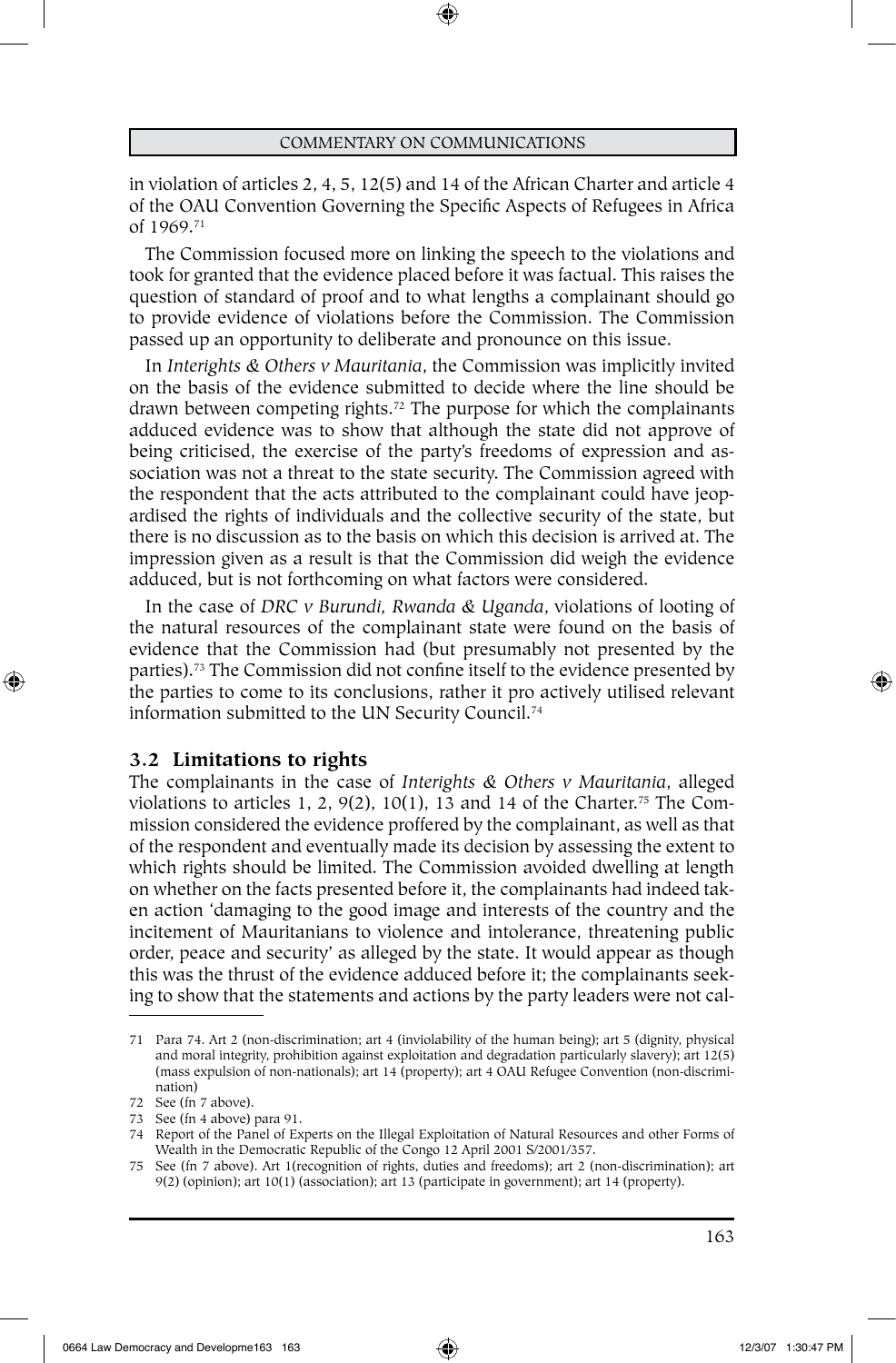in violation of articles 2, 4, 5, 12(5) and 14 of the African Charter and article 4 of the OAU Convention Governing the Specific Aspects of Refugees in Africa of 1969.[71]

The Commission focused more on linking the speech to the violations and took for granted that the evidence placed before it was factual. This raises the question of standard of proof and to what lengths a complainant should go to provide evidence of violations before the Commission. The Commission passed up an opportunity to deliberate and pronounce on this issue.

In *Interights & Others v Mauritania*, the Commission was implicitly invited on the basis of the evidence submitted to decide where the line should be drawn between competing rights.[72] The purpose for which the complainants adduced evidence was to show that although the state did not approve of being criticised, the exercise of the party's freedoms of expression and association was not a threat to the state security. The Commission agreed with the respondent that the acts attributed to the complainant could have jeopardised the rights of individuals and the collective security of the state, but there is no discussion as to the basis on which this decision is arrived at. The impression given as a result is that the Commission did weigh the evidence adduced, but is not forthcoming on what factors were considered.

In the case of *DRC v Burundi, Rwanda & Uganda*, violations of looting of the natural resources of the complainant state were found on the basis of evidence that the Commission had (but presumably not presented by the parties).[73] The Commission did not confine itself to the evidence presented by the parties to come to its conclusions, rather it pro actively utilised relevant information submitted to the UN Security Council.[74]

### 3.2 Limitations to rights

The complainants in the case of *Interights & Others v Mauritania*, alleged violations to articles 1, 2, 9(2), 10(1), 13 and 14 of the Charter.[75] The Commission considered the evidence proffered by the complainant, as well as that of the respondent and eventually made its decision by assessing the extent to which rights should be limited. The Commission avoided dwelling at length on whether on the facts presented before it, the complainants had indeed taken action 'damaging to the good image and interests of the country and the incitement of Mauritanians to violence and intolerance, threatening public order, peace and security' as alleged by the state. It would appear as though this was the thrust of the evidence adduced before it; the complainants seeking to show that the statements and actions by the party leaders were not cal-

---

71 Para 74. Art 2 (non-discrimination; art 4 (inviolability of the human being); art 5 (dignity, physical and moral integrity, prohibition against exploitation and degradation particularly slavery); art 12(5) (mass expulsion of non-nationals); art 14 (property); art 4 OAU Refugee Convention (non-discrimination)

72 See (fn 7 above).

73 See (fn 4 above) para 91.

74 Report of the Panel of Experts on the Illegal Exploitation of Natural Resources and other Forms of Wealth in the Democratic Republic of the Congo 12 April 2001 S/2001/357.

75 See (fn 7 above). Art 1(recognition of rights, duties and freedoms); art 2 (non-discrimination); art 9(2) (opinion); art 10(1) (association); art 13 (participate in government); art 14 (property).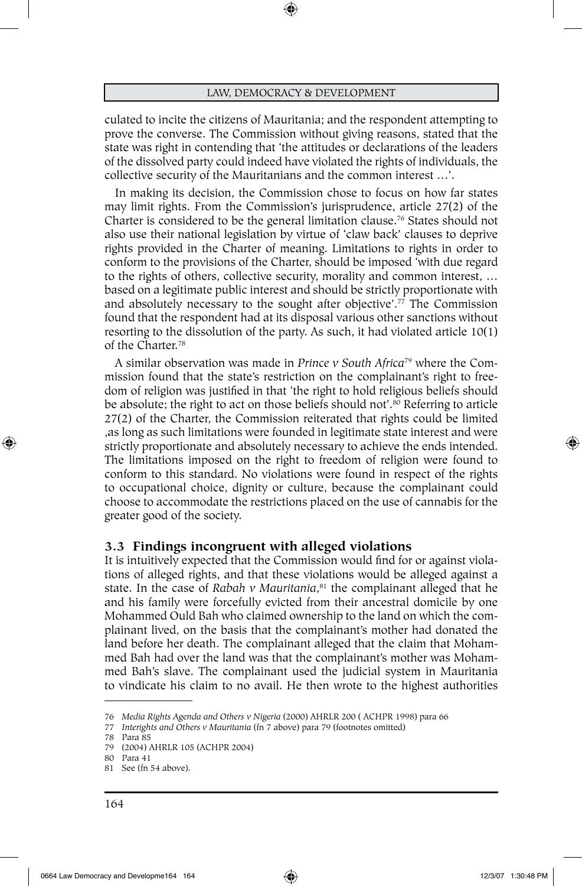culated to incite the citizens of Mauritania; and the respondent attempting to prove the converse. The Commission without giving reasons, stated that the state was right in contending that 'the attitudes or declarations of the leaders of the dissolved party could indeed have violated the rights of individuals, the collective security of the Mauritanians and the common interest …'.

In making its decision, the Commission chose to focus on how far states may limit rights. From the Commission's jurisprudence, article 27(2) of the Charter is considered to be the general limitation clause.[76] States should not also use their national legislation by virtue of 'claw back' clauses to deprive rights provided in the Charter of meaning. Limitations to rights in order to conform to the provisions of the Charter, should be imposed 'with due regard to the rights of others, collective security, morality and common interest, … based on a legitimate public interest and should be strictly proportionate with and absolutely necessary to the sought after objective'.[77] The Commission found that the respondent had at its disposal various other sanctions without resorting to the dissolution of the party. As such, it had violated article 10(1) of the Charter.[78]

A similar observation was made in *Prince v South Africa*[79] where the Commission found that the state's restriction on the complainant's right to freedom of religion was justified in that 'the right to hold religious beliefs should be absolute; the right to act on those beliefs should not'.[80] Referring to article 27(2) of the Charter, the Commission reiterated that rights could be limited ,as long as such limitations were founded in legitimate state interest and were strictly proportionate and absolutely necessary to achieve the ends intended. The limitations imposed on the right to freedom of religion were found to conform to this standard. No violations were found in respect of the rights to occupational choice, dignity or culture, because the complainant could choose to accommodate the restrictions placed on the use of cannabis for the greater good of the society.

### 3.3 Findings incongruent with alleged violations

It is intuitively expected that the Commission would find for or against violations of alleged rights, and that these violations would be alleged against a state. In the case of *Rabah v Mauritania*,[81] the complainant alleged that he and his family were forcefully evicted from their ancestral domicile by one Mohammed Ould Bah who claimed ownership to the land on which the complainant lived, on the basis that the complainant's mother had donated the land before her death. The complainant alleged that the claim that Mohammed Bah had over the land was that the complainant's mother was Mohammed Bah's slave. The complainant used the judicial system in Mauritania to vindicate his claim to no avail. He then wrote to the highest authorities

---

76 *Media Rights Agenda and Others v Nigeria* (2000) AHRLR 200 ( ACHPR 1998) para 66

77 *Interights and Others v Mauritania* (fn 7 above) para 79 (footnotes omitted)

78 Para 85

79 (2004) AHRLR 105 (ACHPR 2004)

80 Para 41

81 See (fn 54 above).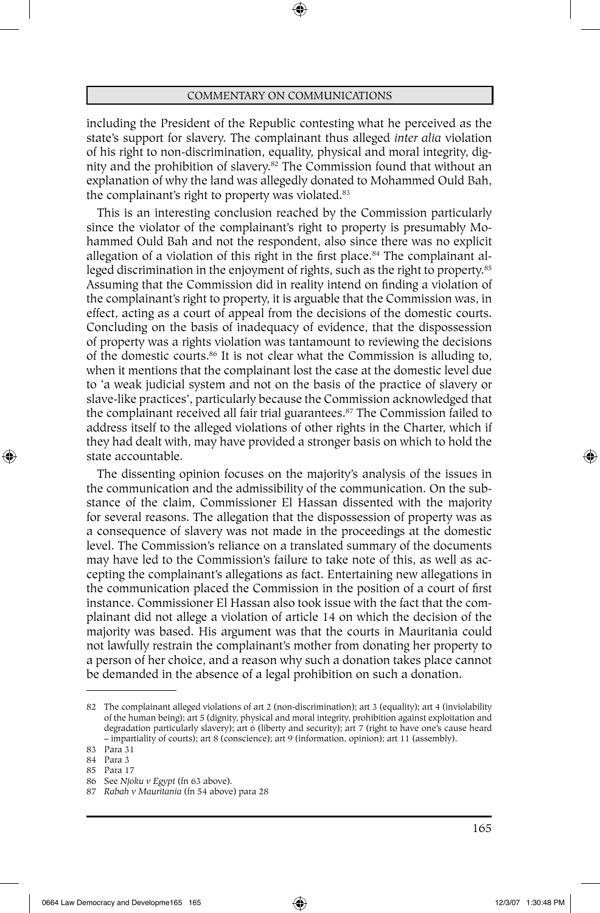including the President of the Republic contesting what he perceived as the state's support for slavery. The complainant thus alleged *inter alia* violation of his right to non-discrimination, equality, physical and moral integrity, dignity and the prohibition of slavery.[82] The Commission found that without an explanation of why the land was allegedly donated to Mohammed Ould Bah, the complainant's right to property was violated.[83]

This is an interesting conclusion reached by the Commission particularly since the violator of the complainant's right to property is presumably Mohammed Ould Bah and not the respondent, also since there was no explicit allegation of a violation of this right in the first place.[84] The complainant alleged discrimination in the enjoyment of rights, such as the right to property.[85] Assuming that the Commission did in reality intend on finding a violation of the complainant's right to property, it is arguable that the Commission was, in effect, acting as a court of appeal from the decisions of the domestic courts. Concluding on the basis of inadequacy of evidence, that the dispossession of property was a rights violation was tantamount to reviewing the decisions of the domestic courts.[86] It is not clear what the Commission is alluding to, when it mentions that the complainant lost the case at the domestic level due to 'a weak judicial system and not on the basis of the practice of slavery or slave-like practices', particularly because the Commission acknowledged that the complainant received all fair trial guarantees.[87] The Commission failed to address itself to the alleged violations of other rights in the Charter, which if they had dealt with, may have provided a stronger basis on which to hold the state accountable.

The dissenting opinion focuses on the majority's analysis of the issues in the communication and the admissibility of the communication. On the substance of the claim, Commissioner El Hassan dissented with the majority for several reasons. The allegation that the dispossession of property was as a consequence of slavery was not made in the proceedings at the domestic level. The Commission's reliance on a translated summary of the documents may have led to the Commission's failure to take note of this, as well as accepting the complainant's allegations as fact. Entertaining new allegations in the communication placed the Commission in the position of a court of first instance. Commissioner El Hassan also took issue with the fact that the complainant did not allege a violation of article 14 on which the decision of the majority was based. His argument was that the courts in Mauritania could not lawfully restrain the complainant's mother from donating her property to a person of her choice, and a reason why such a donation takes place cannot be demanded in the absence of a legal prohibition on such a donation.

---

82 The complainant alleged violations of art 2 (non-discrimination); art 3 (equality); art 4 (inviolability of the human being); art 5 (dignity, physical and moral integrity, prohibition against exploitation and degradation particularly slavery); art 6 (liberty and security); art 7 (right to have one's cause heard – impartiality of courts); art 8 (conscience); art 9 (information, opinion); art 11 (assembly).

83 Para 31

84 Para 3

85 Para 17

86 See *Njoku v Egypt* (fn 63 above).

87 *Rabah v Mauritania* (fn 54 above) para 28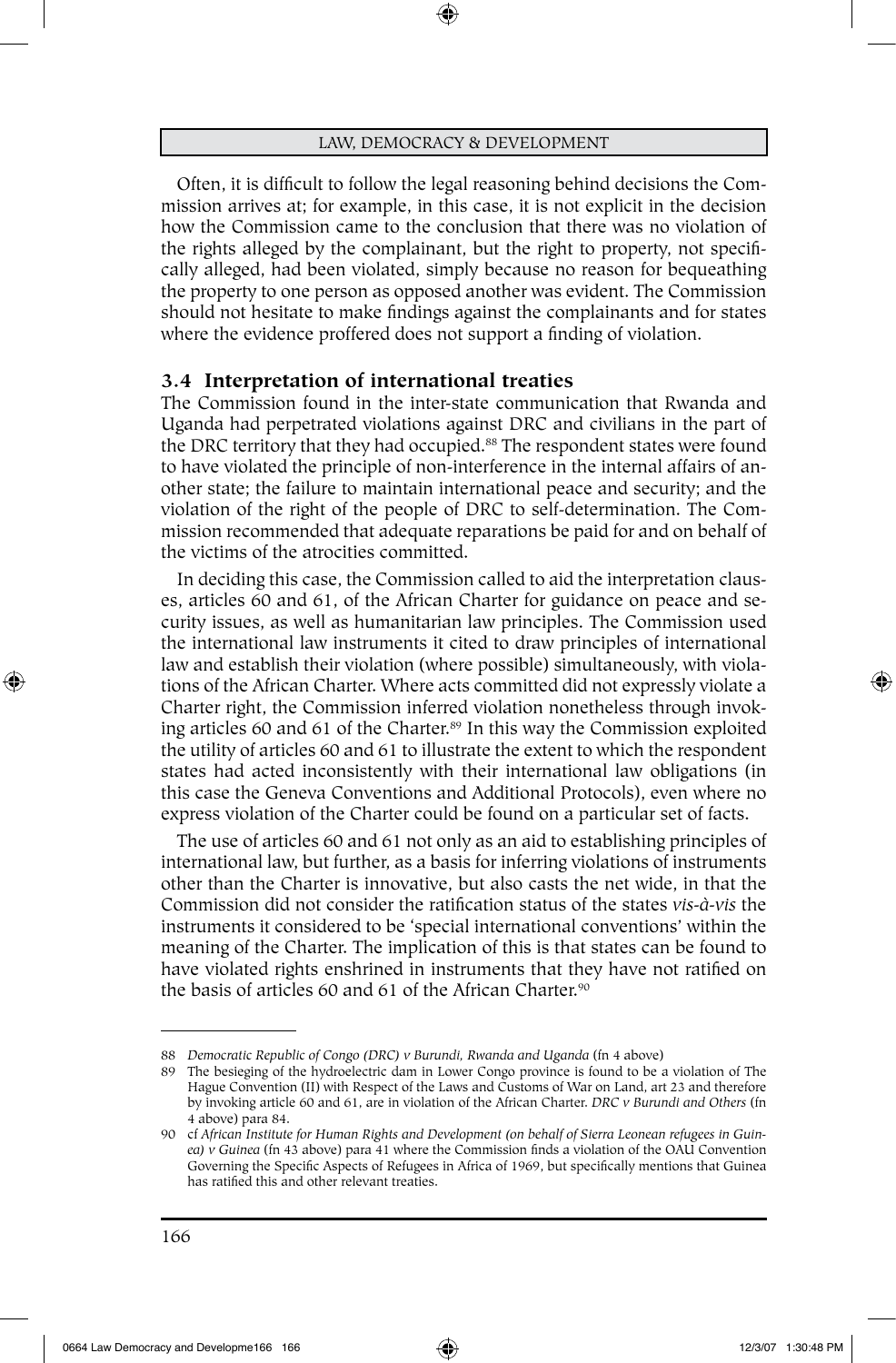Often, it is difficult to follow the legal reasoning behind decisions the Commission arrives at; for example, in this case, it is not explicit in the decision how the Commission came to the conclusion that there was no violation of the rights alleged by the complainant, but the right to property, not specifically alleged, had been violated, simply because no reason for bequeathing the property to one person as opposed another was evident. The Commission should not hesitate to make findings against the complainants and for states where the evidence proffered does not support a finding of violation.

### 3.4 Interpretation of international treaties

The Commission found in the inter-state communication that Rwanda and Uganda had perpetrated violations against DRC and civilians in the part of the DRC territory that they had occupied.[88] The respondent states were found to have violated the principle of non-interference in the internal affairs of another state; the failure to maintain international peace and security; and the violation of the right of the people of DRC to self-determination. The Commission recommended that adequate reparations be paid for and on behalf of the victims of the atrocities committed.

In deciding this case, the Commission called to aid the interpretation clauses, articles 60 and 61, of the African Charter for guidance on peace and security issues, as well as humanitarian law principles. The Commission used the international law instruments it cited to draw principles of international law and establish their violation (where possible) simultaneously, with violations of the African Charter. Where acts committed did not expressly violate a Charter right, the Commission inferred violation nonetheless through invoking articles 60 and 61 of the Charter.[89] In this way the Commission exploited the utility of articles 60 and 61 to illustrate the extent to which the respondent states had acted inconsistently with their international law obligations (in this case the Geneva Conventions and Additional Protocols), even where no express violation of the Charter could be found on a particular set of facts.

The use of articles 60 and 61 not only as an aid to establishing principles of international law, but further, as a basis for inferring violations of instruments other than the Charter is innovative, but also casts the net wide, in that the Commission did not consider the ratification status of the states *vis-à-vis* the instruments it considered to be 'special international conventions' within the meaning of the Charter. The implication of this is that states can be found to have violated rights enshrined in instruments that they have not ratified on the basis of articles 60 and 61 of the African Charter.[90]

---

88 *Democratic Republic of Congo (DRC) v Burundi, Rwanda and Uganda* (fn 4 above)

89 The besieging of the hydroelectric dam in Lower Congo province is found to be a violation of The Hague Convention (II) with Respect of the Laws and Customs of War on Land, art 23 and therefore by invoking article 60 and 61, are in violation of the African Charter. *DRC v Burundi and Others* (fn 4 above) para 84.

90 cf *African Institute for Human Rights and Development (on behalf of Sierra Leonean refugees in Guinea) v Guinea* (fn 43 above) para 41 where the Commission finds a violation of the OAU Convention Governing the Specific Aspects of Refugees in Africa of 1969, but specifically mentions that Guinea has ratified this and other relevant treaties.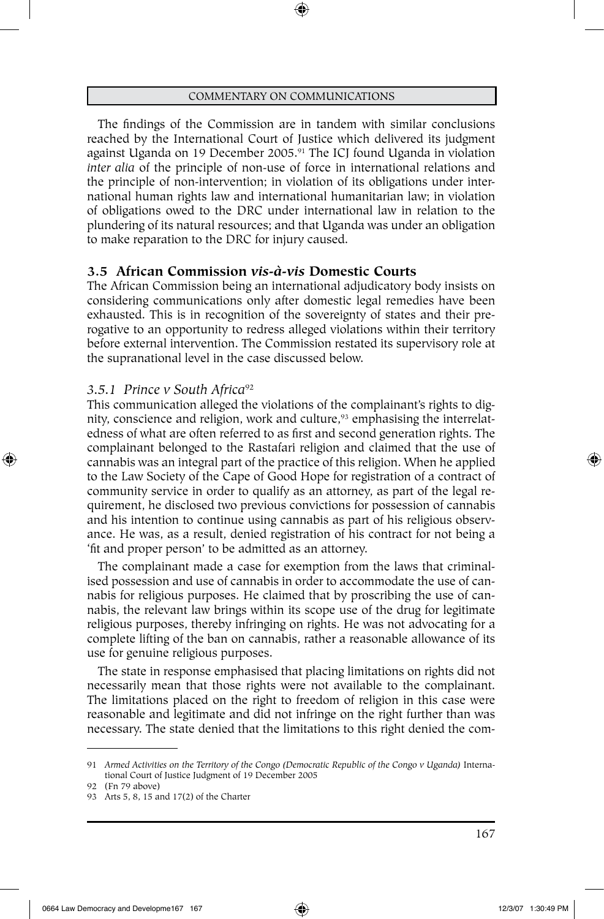The findings of the Commission are in tandem with similar conclusions reached by the International Court of Justice which delivered its judgment against Uganda on 19 December 2005.[91] The ICJ found Uganda in violation *inter alia* of the principle of non-use of force in international relations and the principle of non-intervention; in violation of its obligations under international human rights law and international humanitarian law; in violation of obligations owed to the DRC under international law in relation to the plundering of its natural resources; and that Uganda was under an obligation to make reparation to the DRC for injury caused.

### 3.5 African Commission *vis-à-vis* Domestic Courts

The African Commission being an international adjudicatory body insists on considering communications only after domestic legal remedies have been exhausted. This is in recognition of the sovereignty of states and their prerogative to an opportunity to redress alleged violations within their territory before external intervention. The Commission restated its supervisory role at the supranational level in the case discussed below.

#### *3.5.1 Prince v South Africa*[92]

This communication alleged the violations of the complainant's rights to dignity, conscience and religion, work and culture,[93] emphasising the interrelatedness of what are often referred to as first and second generation rights. The complainant belonged to the Rastafari religion and claimed that the use of cannabis was an integral part of the practice of this religion. When he applied to the Law Society of the Cape of Good Hope for registration of a contract of community service in order to qualify as an attorney, as part of the legal requirement, he disclosed two previous convictions for possession of cannabis and his intention to continue using cannabis as part of his religious observance. He was, as a result, denied registration of his contract for not being a 'fit and proper person' to be admitted as an attorney.

The complainant made a case for exemption from the laws that criminalised possession and use of cannabis in order to accommodate the use of cannabis for religious purposes. He claimed that by proscribing the use of cannabis, the relevant law brings within its scope use of the drug for legitimate religious purposes, thereby infringing on rights. He was not advocating for a complete lifting of the ban on cannabis, rather a reasonable allowance of its use for genuine religious purposes.

The state in response emphasised that placing limitations on rights did not necessarily mean that those rights were not available to the complainant. The limitations placed on the right to freedom of religion in this case were reasonable and legitimate and did not infringe on the right further than was necessary. The state denied that the limitations to this right denied the com-

---

91 *Armed Activities on the Territory of the Congo (Democratic Republic of the Congo v Uganda)* International Court of Justice Judgment of 19 December 2005

92 (Fn 79 above)

93 Arts 5, 8, 15 and 17(2) of the Charter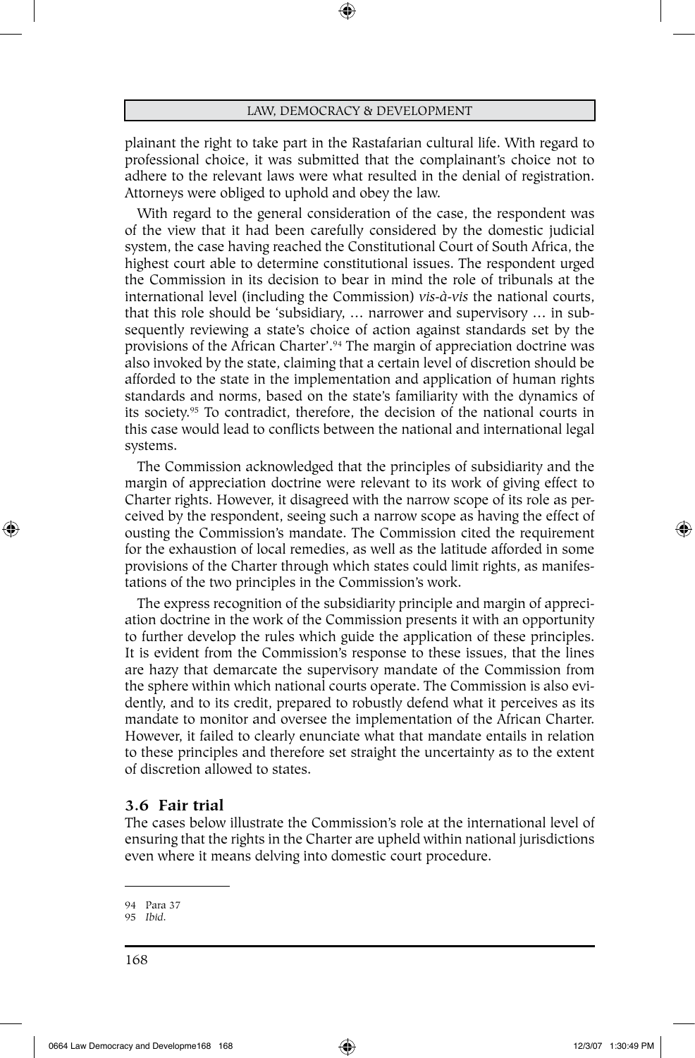plainant the right to take part in the Rastafarian cultural life. With regard to professional choice, it was submitted that the complainant's choice not to adhere to the relevant laws were what resulted in the denial of registration. Attorneys were obliged to uphold and obey the law.

With regard to the general consideration of the case, the respondent was of the view that it had been carefully considered by the domestic judicial system, the case having reached the Constitutional Court of South Africa, the highest court able to determine constitutional issues. The respondent urged the Commission in its decision to bear in mind the role of tribunals at the international level (including the Commission) *vis-à-vis* the national courts, that this role should be 'subsidiary, … narrower and supervisory … in subsequently reviewing a state's choice of action against standards set by the provisions of the African Charter'.[94] The margin of appreciation doctrine was also invoked by the state, claiming that a certain level of discretion should be afforded to the state in the implementation and application of human rights standards and norms, based on the state's familiarity with the dynamics of its society.[95] To contradict, therefore, the decision of the national courts in this case would lead to conflicts between the national and international legal systems.

The Commission acknowledged that the principles of subsidiarity and the margin of appreciation doctrine were relevant to its work of giving effect to Charter rights. However, it disagreed with the narrow scope of its role as perceived by the respondent, seeing such a narrow scope as having the effect of ousting the Commission's mandate. The Commission cited the requirement for the exhaustion of local remedies, as well as the latitude afforded in some provisions of the Charter through which states could limit rights, as manifestations of the two principles in the Commission's work.

The express recognition of the subsidiarity principle and margin of appreciation doctrine in the work of the Commission presents it with an opportunity to further develop the rules which guide the application of these principles. It is evident from the Commission's response to these issues, that the lines are hazy that demarcate the supervisory mandate of the Commission from the sphere within which national courts operate. The Commission is also evidently, and to its credit, prepared to robustly defend what it perceives as its mandate to monitor and oversee the implementation of the African Charter. However, it failed to clearly enunciate what that mandate entails in relation to these principles and therefore set straight the uncertainty as to the extent of discretion allowed to states.

### 3.6 Fair trial

The cases below illustrate the Commission's role at the international level of ensuring that the rights in the Charter are upheld within national jurisdictions even where it means delving into domestic court procedure.

---

94 Para 37

95 *Ibid*.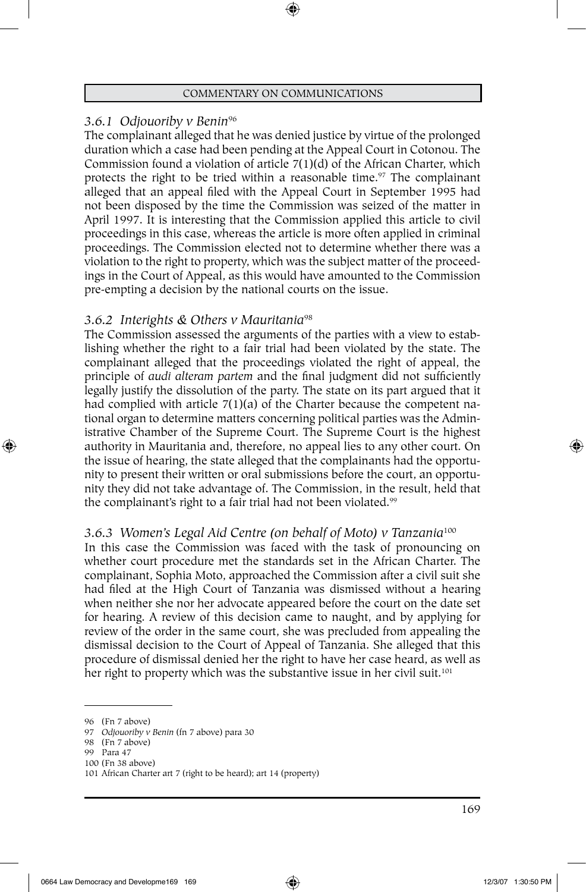### 3.6.1 *Odjouoriby v Benin*[96]

The complainant alleged that he was denied justice by virtue of the prolonged duration which a case had been pending at the Appeal Court in Cotonou. The Commission found a violation of article 7(1)(d) of the African Charter, which protects the right to be tried within a reasonable time.[97] The complainant alleged that an appeal filed with the Appeal Court in September 1995 had not been disposed by the time the Commission was seized of the matter in April 1997. It is interesting that the Commission applied this article to civil proceedings in this case, whereas the article is more often applied in criminal proceedings. The Commission elected not to determine whether there was a violation to the right to property, which was the subject matter of the proceedings in the Court of Appeal, as this would have amounted to the Commission pre-empting a decision by the national courts on the issue.

### 3.6.2 *Interights & Others v Mauritania*[98]

The Commission assessed the arguments of the parties with a view to establishing whether the right to a fair trial had been violated by the state. The complainant alleged that the proceedings violated the right of appeal, the principle of *audi alteram partem* and the final judgment did not sufficiently legally justify the dissolution of the party. The state on its part argued that it had complied with article 7(1)(a) of the Charter because the competent national organ to determine matters concerning political parties was the Administrative Chamber of the Supreme Court. The Supreme Court is the highest authority in Mauritania and, therefore, no appeal lies to any other court. On the issue of hearing, the state alleged that the complainants had the opportunity to present their written or oral submissions before the court, an opportunity they did not take advantage of. The Commission, in the result, held that the complainant's right to a fair trial had not been violated.[99]

### 3.6.3 *Women's Legal Aid Centre (on behalf of Moto) v Tanzania*[100]

In this case the Commission was faced with the task of pronouncing on whether court procedure met the standards set in the African Charter. The complainant, Sophia Moto, approached the Commission after a civil suit she had filed at the High Court of Tanzania was dismissed without a hearing when neither she nor her advocate appeared before the court on the date set for hearing. A review of this decision came to naught, and by applying for review of the order in the same court, she was precluded from appealing the dismissal decision to the Court of Appeal of Tanzania. She alleged that this procedure of dismissal denied her the right to have her case heard, as well as her right to property which was the substantive issue in her civil suit.[101]

---

96 (Fn 7 above)

97 *Odjouoriby v Benin* (fn 7 above) para 30

98 (Fn 7 above)

99 Para 47

100 (Fn 38 above)

101 African Charter art 7 (right to be heard); art 14 (property)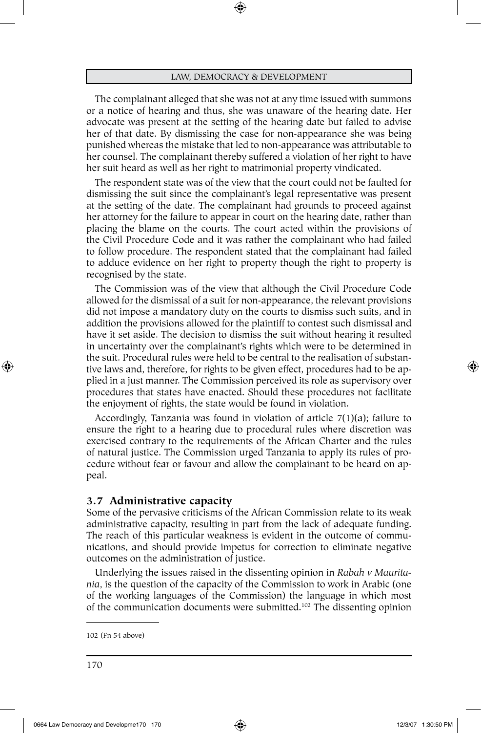The complainant alleged that she was not at any time issued with summons or a notice of hearing and thus, she was unaware of the hearing date. Her advocate was present at the setting of the hearing date but failed to advise her of that date. By dismissing the case for non-appearance she was being punished whereas the mistake that led to non-appearance was attributable to her counsel. The complainant thereby suffered a violation of her right to have her suit heard as well as her right to matrimonial property vindicated.

The respondent state was of the view that the court could not be faulted for dismissing the suit since the complainant's legal representative was present at the setting of the date. The complainant had grounds to proceed against her attorney for the failure to appear in court on the hearing date, rather than placing the blame on the courts. The court acted within the provisions of the Civil Procedure Code and it was rather the complainant who had failed to follow procedure. The respondent stated that the complainant had failed to adduce evidence on her right to property though the right to property is recognised by the state.

The Commission was of the view that although the Civil Procedure Code allowed for the dismissal of a suit for non-appearance, the relevant provisions did not impose a mandatory duty on the courts to dismiss such suits, and in addition the provisions allowed for the plaintiff to contest such dismissal and have it set aside. The decision to dismiss the suit without hearing it resulted in uncertainty over the complainant's rights which were to be determined in the suit. Procedural rules were held to be central to the realisation of substantive laws and, therefore, for rights to be given effect, procedures had to be applied in a just manner. The Commission perceived its role as supervisory over procedures that states have enacted. Should these procedures not facilitate the enjoyment of rights, the state would be found in violation.

Accordingly, Tanzania was found in violation of article 7(1)(a); failure to ensure the right to a hearing due to procedural rules where discretion was exercised contrary to the requirements of the African Charter and the rules of natural justice. The Commission urged Tanzania to apply its rules of procedure without fear or favour and allow the complainant to be heard on appeal.

### 3.7 Administrative capacity

Some of the pervasive criticisms of the African Commission relate to its weak administrative capacity, resulting in part from the lack of adequate funding. The reach of this particular weakness is evident in the outcome of communications, and should provide impetus for correction to eliminate negative outcomes on the administration of justice.

Underlying the issues raised in the dissenting opinion in *Rabah v Mauritania*, is the question of the capacity of the Commission to work in Arabic (one of the working languages of the Commission) the language in which most of the communication documents were submitted.[102] The dissenting opinion

---

102 (Fn 54 above)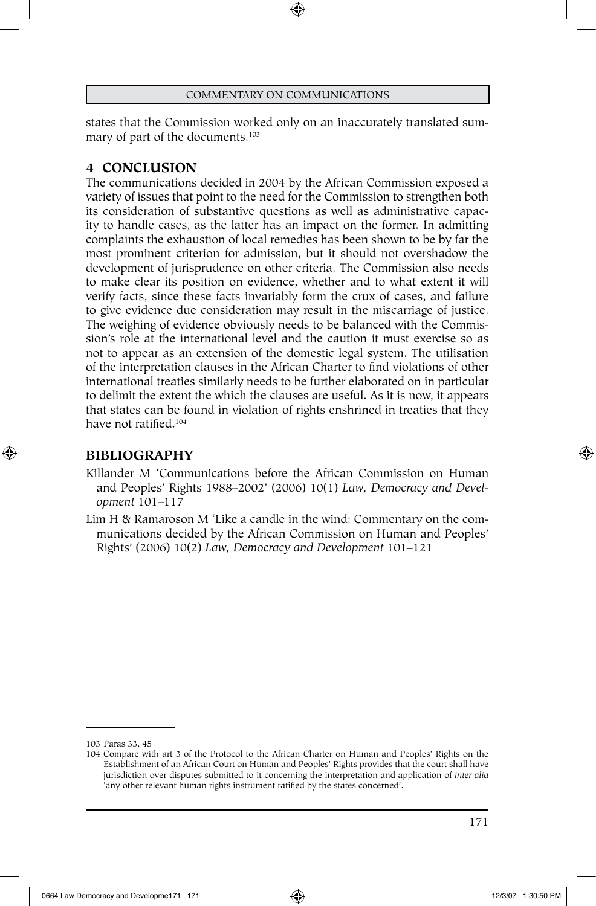states that the Commission worked only on an inaccurately translated summary of part of the documents.[103]

## 4 CONCLUSION

The communications decided in 2004 by the African Commission exposed a variety of issues that point to the need for the Commission to strengthen both its consideration of substantive questions as well as administrative capacity to handle cases, as the latter has an impact on the former. In admitting complaints the exhaustion of local remedies has been shown to be by far the most prominent criterion for admission, but it should not overshadow the development of jurisprudence on other criteria. The Commission also needs to make clear its position on evidence, whether and to what extent it will verify facts, since these facts invariably form the crux of cases, and failure to give evidence due consideration may result in the miscarriage of justice. The weighing of evidence obviously needs to be balanced with the Commission's role at the international level and the caution it must exercise so as not to appear as an extension of the domestic legal system. The utilisation of the interpretation clauses in the African Charter to find violations of other international treaties similarly needs to be further elaborated on in particular to delimit the extent the which the clauses are useful. As it is now, it appears that states can be found in violation of rights enshrined in treaties that they have not ratified.[104]

## BIBLIOGRAPHY

Killander M 'Communications before the African Commission on Human and Peoples' Rights 1988–2002' (2006) 10(1) *Law, Democracy and Development* 101–117

Lim H & Ramaroson M 'Like a candle in the wind: Commentary on the communications decided by the African Commission on Human and Peoples' Rights' (2006) 10(2) *Law, Democracy and Development* 101–121

---

103 Paras 33, 45

104 Compare with art 3 of the Protocol to the African Charter on Human and Peoples' Rights on the Establishment of an African Court on Human and Peoples' Rights provides that the court shall have jurisdiction over disputes submitted to it concerning the interpretation and application of *inter alia* 'any other relevant human rights instrument ratified by the states concerned'.